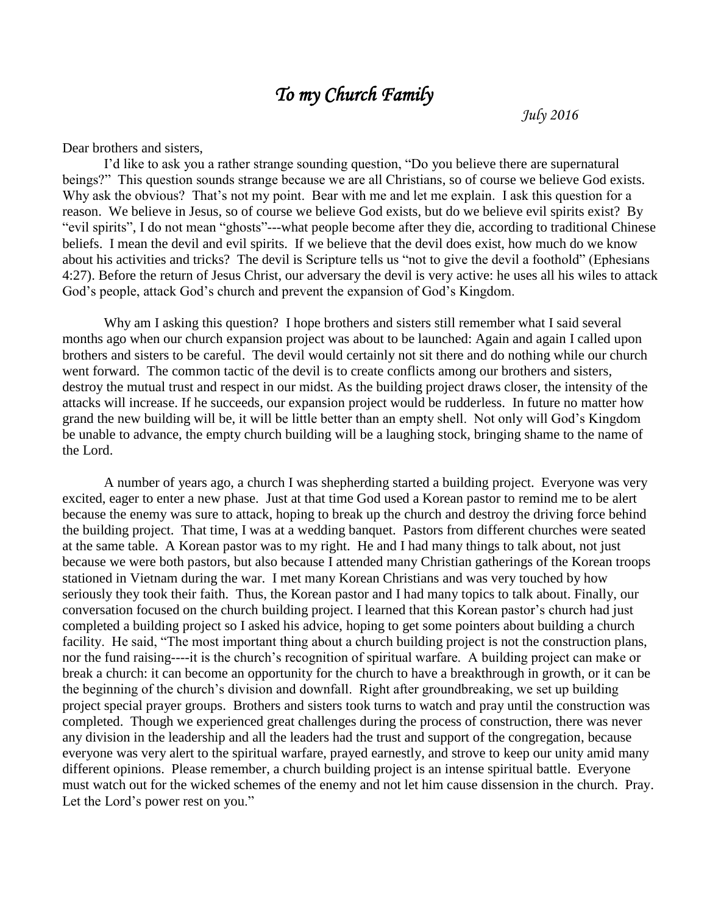# *To my Church Family*

*July 2016*

Dear brothers and sisters,

I'd like to ask you a rather strange sounding question, "Do you believe there are supernatural beings?" This question sounds strange because we are all Christians, so of course we believe God exists. Why ask the obvious? That's not my point. Bear with me and let me explain. I ask this question for a reason. We believe in Jesus, so of course we believe God exists, but do we believe evil spirits exist? By "evil spirits", I do not mean "ghosts"---what people become after they die, according to traditional Chinese beliefs. I mean the devil and evil spirits. If we believe that the devil does exist, how much do we know about his activities and tricks? The devil is Scripture tells us "not to give the devil a foothold" (Ephesians 4:27). Before the return of Jesus Christ, our adversary the devil is very active: he uses all his wiles to attack God's people, attack God's church and prevent the expansion of God's Kingdom.

Why am I asking this question? I hope brothers and sisters still remember what I said several months ago when our church expansion project was about to be launched: Again and again I called upon brothers and sisters to be careful. The devil would certainly not sit there and do nothing while our church went forward. The common tactic of the devil is to create conflicts among our brothers and sisters, destroy the mutual trust and respect in our midst. As the building project draws closer, the intensity of the attacks will increase. If he succeeds, our expansion project would be rudderless. In future no matter how grand the new building will be, it will be little better than an empty shell. Not only will God's Kingdom be unable to advance, the empty church building will be a laughing stock, bringing shame to the name of the Lord.

A number of years ago, a church I was shepherding started a building project. Everyone was very excited, eager to enter a new phase. Just at that time God used a Korean pastor to remind me to be alert because the enemy was sure to attack, hoping to break up the church and destroy the driving force behind the building project. That time, I was at a wedding banquet. Pastors from different churches were seated at the same table. A Korean pastor was to my right. He and I had many things to talk about, not just because we were both pastors, but also because I attended many Christian gatherings of the Korean troops stationed in Vietnam during the war. I met many Korean Christians and was very touched by how seriously they took their faith. Thus, the Korean pastor and I had many topics to talk about. Finally, our conversation focused on the church building project. I learned that this Korean pastor's church had just completed a building project so I asked his advice, hoping to get some pointers about building a church facility. He said, "The most important thing about a church building project is not the construction plans, nor the fund raising----it is the church's recognition of spiritual warfare. A building project can make or break a church: it can become an opportunity for the church to have a breakthrough in growth, or it can be the beginning of the church's division and downfall. Right after groundbreaking, we set up building project special prayer groups. Brothers and sisters took turns to watch and pray until the construction was completed. Though we experienced great challenges during the process of construction, there was never any division in the leadership and all the leaders had the trust and support of the congregation, because everyone was very alert to the spiritual warfare, prayed earnestly, and strove to keep our unity amid many different opinions. Please remember, a church building project is an intense spiritual battle. Everyone must watch out for the wicked schemes of the enemy and not let him cause dissension in the church. Pray. Let the Lord's power rest on you."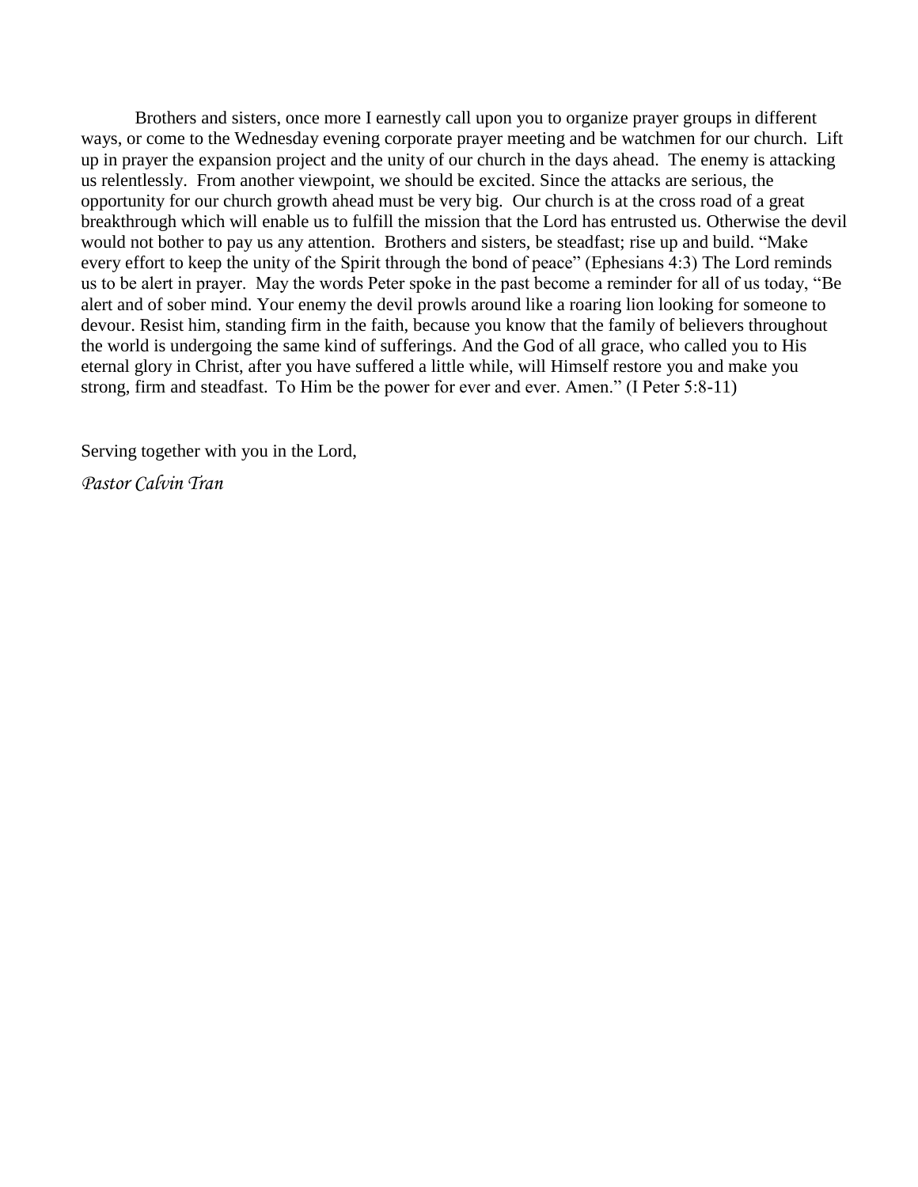Brothers and sisters, once more I earnestly call upon you to organize prayer groups in different ways, or come to the Wednesday evening corporate prayer meeting and be watchmen for our church. Lift up in prayer the expansion project and the unity of our church in the days ahead. The enemy is attacking us relentlessly. From another viewpoint, we should be excited. Since the attacks are serious, the opportunity for our church growth ahead must be very big. Our church is at the cross road of a great breakthrough which will enable us to fulfill the mission that the Lord has entrusted us. Otherwise the devil would not bother to pay us any attention. Brothers and sisters, be steadfast; rise up and build. "Make every effort to keep the unity of the Spirit through the bond of peace" (Ephesians 4:3) The Lord reminds us to be alert in prayer. May the words Peter spoke in the past become a reminder for all of us today, "Be alert and of sober mind. Your enemy the devil prowls around like a roaring lion looking for someone to devour. Resist him, standing firm in the faith, because you know that the family of believers throughout the world is undergoing the same kind of sufferings. And the God of all grace, who called you to His eternal glory in Christ, after you have suffered a little while, will Himself restore you and make you strong, firm and steadfast. To Him be the power for ever and ever. Amen." (I Peter 5:8-11)

Serving together with you in the Lord,

*Pastor Calvin Tran*